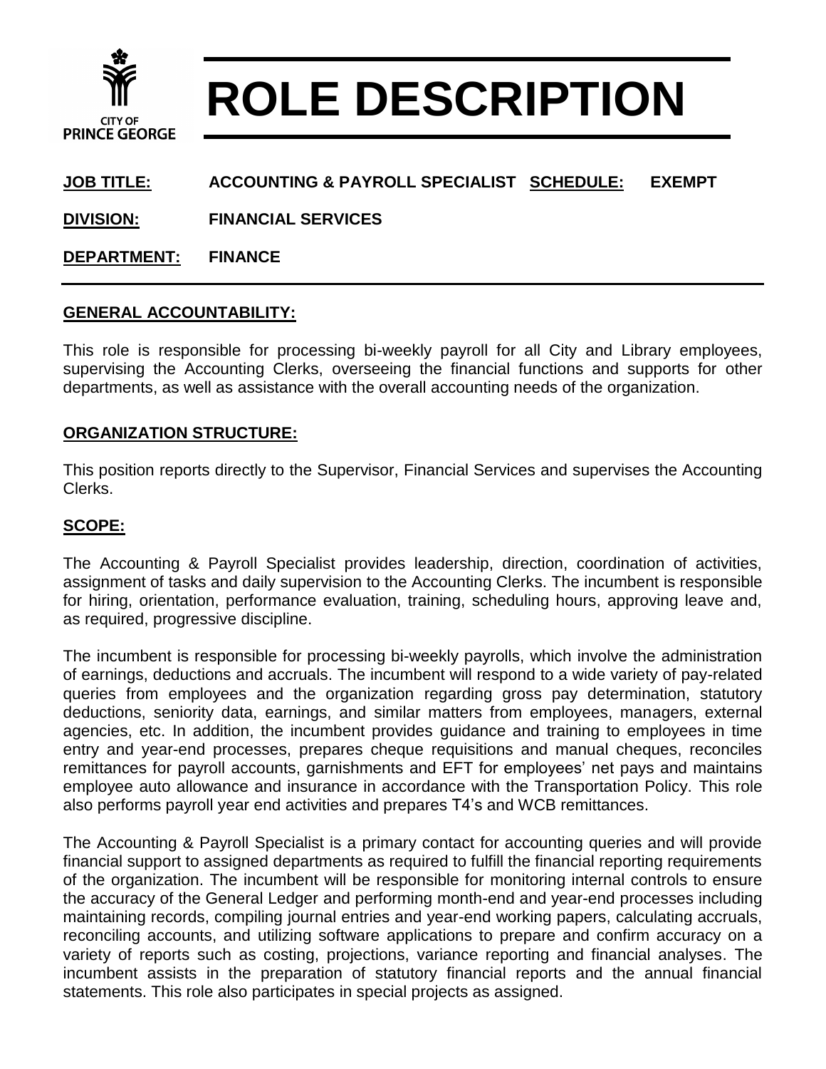CITY OF PRINCE GEORGE

# ROLE DESCRIPTION

**JOB TITLE:** ACCOUNTING & PAYROLL SPECIALIST **SCHEDULE:** EXEMPT

**DIVISION:** FINANCIAL SERVICES

**DEPARTMENT:** FINANCE

## GENERAL ACCOUNTABILITY:

This role is responsible for processing bi-weekly payroll for all City and Library employees, supervising the Accounting Clerks, overseeing the financial functions and supports for other departments, as well as assistance with the overall accounting needs of the organization.

## ORGANIZATION STRUCTURE:

This position reports directly to the Supervisor, Financial Services and supervises the Accounting Clerks.

## SCOPE:

The Accounting & Payroll Specialist provides leadership, direction, coordination of activities, assignment of tasks and daily supervision to the Accounting Clerks. The incumbent is responsible for hiring, orientation, performance evaluation, training, scheduling hours, approving leave and, as required, progressive discipline.

The incumbent is responsible for processing bi-weekly payrolls, which involve the administration of earnings, deductions and accruals. The incumbent will respond to a wide variety of pay-related queries from employees and the organization regarding gross pay determination, statutory deductions, seniority data, earnings, and similar matters from employees, managers, external agencies, etc. In addition, the incumbent provides guidance and training to employees in time entry and year-end processes, prepares cheque requisitions and manual cheques, reconciles remittances for payroll accounts, garnishments and EFT for employees' net pays and maintains employee auto allowance and insurance in accordance with the Transportation Policy. This role also performs payroll year end activities and prepares T4's and WCB remittances.

The Accounting & Payroll Specialist is a primary contact for accounting queries and will provide financial support to assigned departments as required to fulfill the financial reporting requirements of the organization. The incumbent will be responsible for monitoring internal controls to ensure the accuracy of the General Ledger and performing month-end and year-end processes including maintaining records, compiling journal entries and year-end working papers, calculating accruals, reconciling accounts, and utilizing software applications to prepare and confirm accuracy on a variety of reports such as costing, projections, variance reporting and financial analyses. The incumbent assists in the preparation of statutory financial reports and the annual financial statements. This role also participates in special projects as assigned.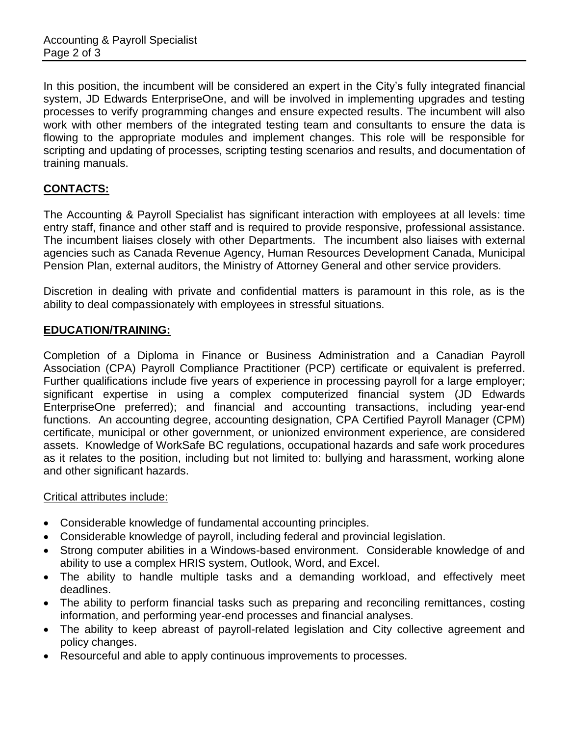In this position, the incumbent will be considered an expert in the City's fully integrated financial system, JD Edwards EnterpriseOne, and will be involved in implementing upgrades and testing processes to verify programming changes and ensure expected results. The incumbent will also work with other members of the integrated testing team and consultants to ensure the data is flowing to the appropriate modules and implement changes. This role will be responsible for scripting and updating of processes, scripting testing scenarios and results, and documentation of training manuals.

## CONTACTS:

The Accounting & Payroll Specialist has significant interaction with employees at all levels: time entry staff, finance and other staff and is required to provide responsive, professional assistance. The incumbent liaises closely with other Departments. The incumbent also liaises with external agencies such as Canada Revenue Agency, Human Resources Development Canada, Municipal Pension Plan, external auditors, the Ministry of Attorney General and other service providers.

Discretion in dealing with private and confidential matters is paramount in this role, as is the ability to deal compassionately with employees in stressful situations.

## EDUCATION/TRAINING:

Completion of a Diploma in Finance or Business Administration and a Canadian Payroll Association (CPA) Payroll Compliance Practitioner (PCP) certificate or equivalent is preferred. Further qualifications include five years of experience in processing payroll for a large employer; significant expertise in using a complex computerized financial system (JD Edwards EnterpriseOne preferred); and financial and accounting transactions, including year-end functions. An accounting degree, accounting designation, CPA Certified Payroll Manager (CPM) certificate, municipal or other government, or unionized environment experience, are considered assets. Knowledge of WorkSafe BC regulations, occupational hazards and safe work procedures as it relates to the position, including but not limited to: bullying and harassment, working alone and other significant hazards.

Critical attributes include:

- Considerable knowledge of fundamental accounting principles.
- Considerable knowledge of payroll, including federal and provincial legislation.
- Strong computer abilities in a Windows-based environment. Considerable knowledge of and ability to use a complex HRIS system, Outlook, Word, and Excel.
- The ability to handle multiple tasks and a demanding workload, and effectively meet deadlines.
- The ability to perform financial tasks such as preparing and reconciling remittances, costing information, and performing year-end processes and financial analyses.
- The ability to keep abreast of payroll-related legislation and City collective agreement and policy changes.
- Resourceful and able to apply continuous improvements to processes.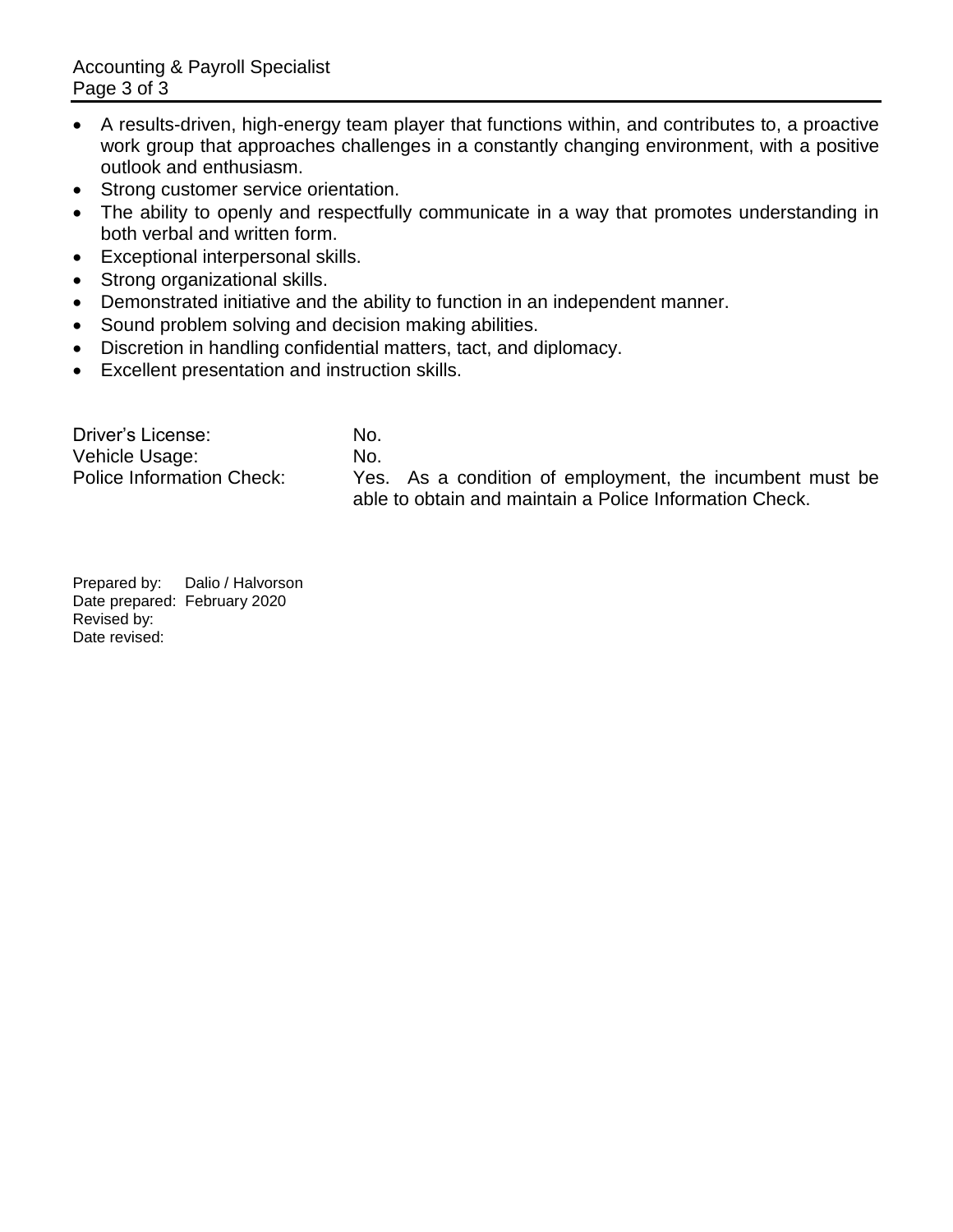- A results-driven, high-energy team player that functions within, and contributes to, a proactive work group that approaches challenges in a constantly changing environment, with a positive outlook and enthusiasm.
- Strong customer service orientation.
- The ability to openly and respectfully communicate in a way that promotes understanding in both verbal and written form.
- Exceptional interpersonal skills.
- Strong organizational skills.
- Demonstrated initiative and the ability to function in an independent manner.
- Sound problem solving and decision making abilities.
- Discretion in handling confidential matters, tact, and diplomacy.
- Excellent presentation and instruction skills.

| | |
|---|---|
| Driver's License: | No. |
| Vehicle Usage: | No. |
| Police Information Check: | Yes. As a condition of employment, the incumbent must be able to obtain and maintain a Police Information Check. |

Prepared by: Dalio / Halvorson
Date prepared: February 2020
Revised by:
Date revised: